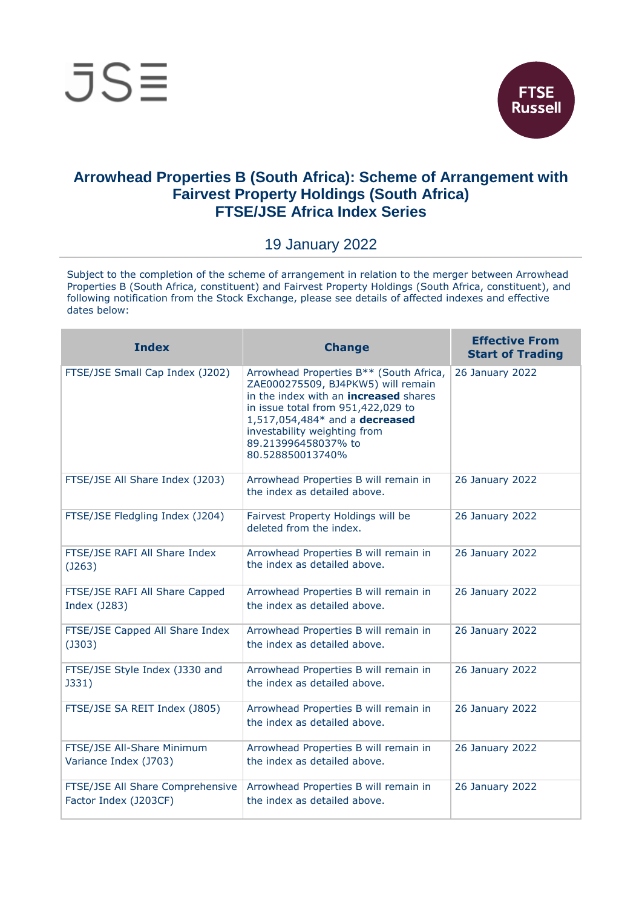# Arrowhead Properties B (South Africa): Scheme of Arrangement with Fairvest Property Holdings (South Africa)
# FTSE/JSE Africa Index Series

19 January 2022

Subject to the completion of the scheme of arrangement in relation to the merger between Arrowhead Properties B (South Africa, constituent) and Fairvest Property Holdings (South Africa, constituent), and following notification from the Stock Exchange, please see details of affected indexes and effective dates below:

| Index | Change | Effective From Start of Trading |
|---|---|---|
| FTSE/JSE Small Cap Index (J202) | Arrowhead Properties B** (South Africa, ZAE000275509, BJ4PKW5) will remain in the index with an **increased** shares in issue total from 951,422,029 to 1,517,054,484* and a **decreased** investability weighting from 89.213996458037% to 80.528850013740% | 26 January 2022 |
| FTSE/JSE All Share Index (J203) | Arrowhead Properties B will remain in the index as detailed above. | 26 January 2022 |
| FTSE/JSE Fledgling Index (J204) | Fairvest Property Holdings will be deleted from the index. | 26 January 2022 |
| FTSE/JSE RAFI All Share Index (J263) | Arrowhead Properties B will remain in the index as detailed above. | 26 January 2022 |
| FTSE/JSE RAFI All Share Capped Index (J283) | Arrowhead Properties B will remain in the index as detailed above. | 26 January 2022 |
| FTSE/JSE Capped All Share Index (J303) | Arrowhead Properties B will remain in the index as detailed above. | 26 January 2022 |
| FTSE/JSE Style Index (J330 and J331) | Arrowhead Properties B will remain in the index as detailed above. | 26 January 2022 |
| FTSE/JSE SA REIT Index (J805) | Arrowhead Properties B will remain in the index as detailed above. | 26 January 2022 |
| FTSE/JSE All-Share Minimum Variance Index (J703) | Arrowhead Properties B will remain in the index as detailed above. | 26 January 2022 |
| FTSE/JSE All Share Comprehensive Factor Index (J203CF) | Arrowhead Properties B will remain in the index as detailed above. | 26 January 2022 |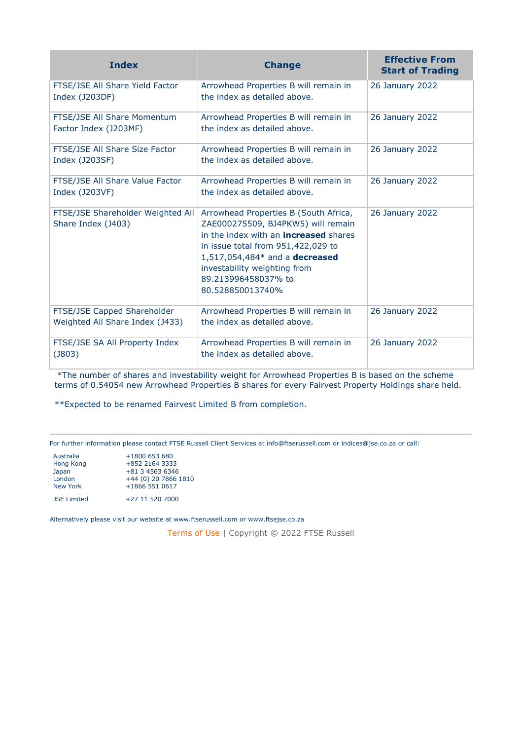| Index | Change | Effective From Start of Trading |
|---|---|---|
| FTSE/JSE All Share Yield Factor Index (J203DF) | Arrowhead Properties B will remain in the index as detailed above. | 26 January 2022 |
| FTSE/JSE All Share Momentum Factor Index (J203MF) | Arrowhead Properties B will remain in the index as detailed above. | 26 January 2022 |
| FTSE/JSE All Share Size Factor Index (J203SF) | Arrowhead Properties B will remain in the index as detailed above. | 26 January 2022 |
| FTSE/JSE All Share Value Factor Index (J203VF) | Arrowhead Properties B will remain in the index as detailed above. | 26 January 2022 |
| FTSE/JSE Shareholder Weighted All Share Index (J403) | Arrowhead Properties B (South Africa, ZAE000275509, BJ4PKW5) will remain in the index with an **increased** shares in issue total from 951,422,029 to 1,517,054,484* and a **decreased** investability weighting from 89.213996458037% to 80.528850013740% | 26 January 2022 |
| FTSE/JSE Capped Shareholder Weighted All Share Index (J433) | Arrowhead Properties B will remain in the index as detailed above. | 26 January 2022 |
| FTSE/JSE SA All Property Index (J803) | Arrowhead Properties B will remain in the index as detailed above. | 26 January 2022 |

*The number of shares and investability weight for Arrowhead Properties B is based on the scheme terms of 0.54054 new Arrowhead Properties B shares for every Fairvest Property Holdings share held.

**Expected to be renamed Fairvest Limited B from completion.

For further information please contact FTSE Russell Client Services at info@ftserussell.com or indices@jse.co.za or call:

| | |
|---|---|
| Australia | +1800 653 680 |
| Hong Kong | +852 2164 3333 |
| Japan | +81 3 4563 6346 |
| London | +44 (0) 20 7866 1810 |
| New York | +1866 551 0617 |
| JSE Limited | +27 11 520 7000 |

Alternatively please visit our website at www.ftserussell.com or www.ftsejse.co.za

Terms of Use | Copyright © 2022 FTSE Russell